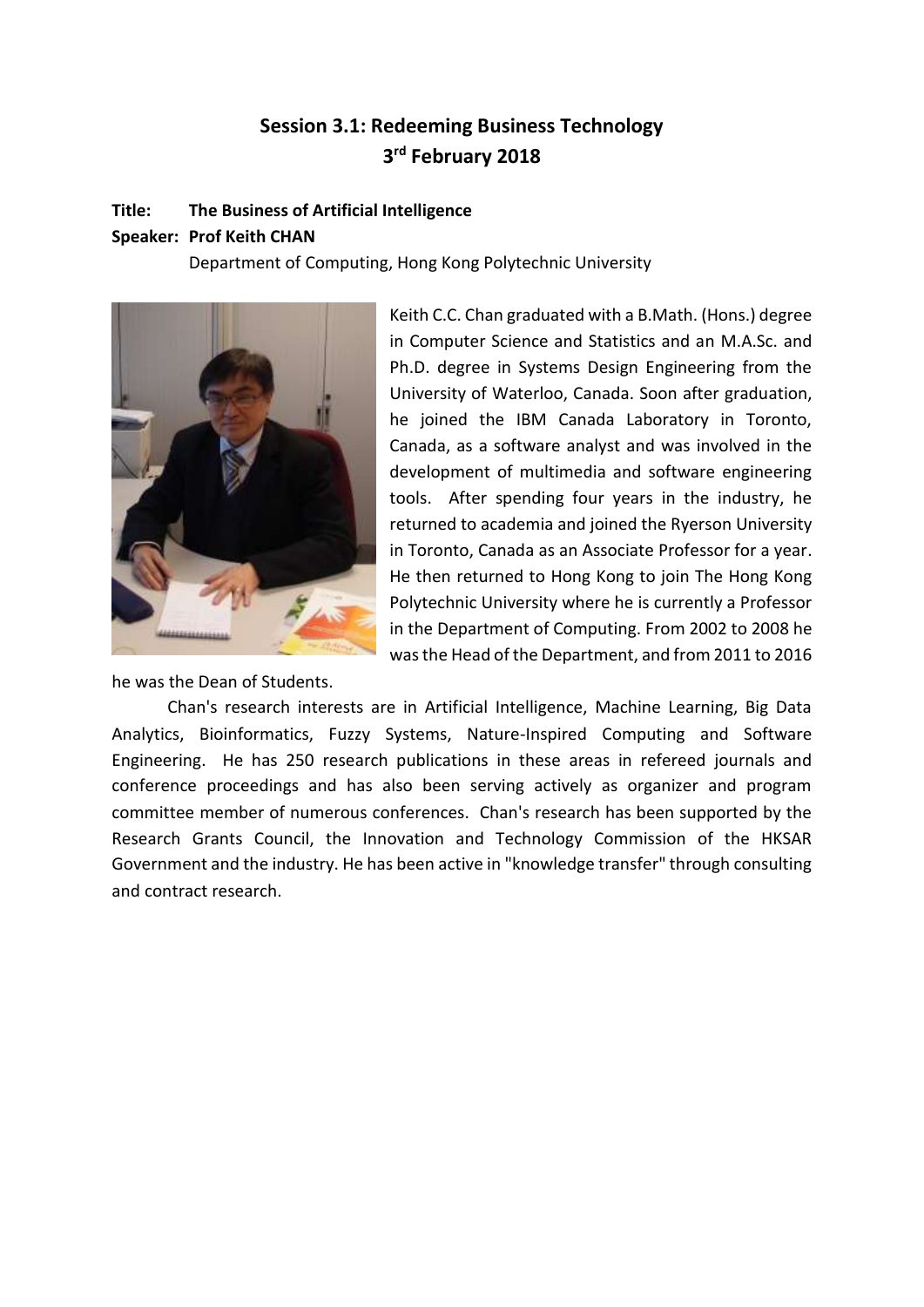# Session 3.1: Redeeming Business Technology
## 3rd February 2018

**Title: The Business of Artificial Intelligence**

**Speaker: Prof Keith CHAN**

Department of Computing, Hong Kong Polytechnic University

Keith C.C. Chan graduated with a B.Math. (Hons.) degree in Computer Science and Statistics and an M.A.Sc. and Ph.D. degree in Systems Design Engineering from the University of Waterloo, Canada. Soon after graduation, he joined the IBM Canada Laboratory in Toronto, Canada, as a software analyst and was involved in the development of multimedia and software engineering tools. After spending four years in the industry, he returned to academia and joined the Ryerson University in Toronto, Canada as an Associate Professor for a year. He then returned to Hong Kong to join The Hong Kong Polytechnic University where he is currently a Professor in the Department of Computing. From 2002 to 2008 he was the Head of the Department, and from 2011 to 2016 he was the Dean of Students.

Chan's research interests are in Artificial Intelligence, Machine Learning, Big Data Analytics, Bioinformatics, Fuzzy Systems, Nature-Inspired Computing and Software Engineering. He has 250 research publications in these areas in refereed journals and conference proceedings and has also been serving actively as organizer and program committee member of numerous conferences. Chan's research has been supported by the Research Grants Council, the Innovation and Technology Commission of the HKSAR Government and the industry. He has been active in "knowledge transfer" through consulting and contract research.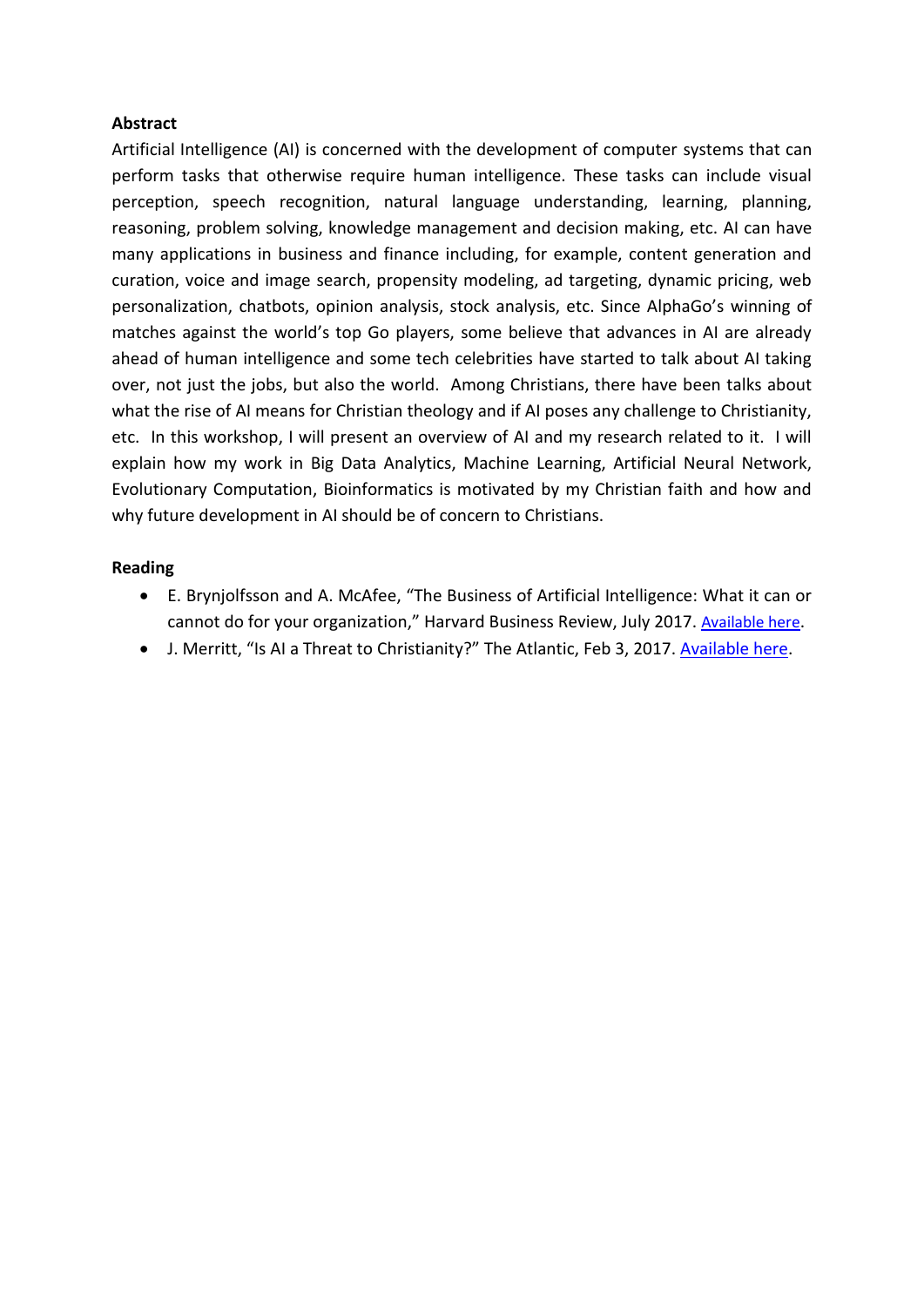**Abstract**

Artificial Intelligence (AI) is concerned with the development of computer systems that can perform tasks that otherwise require human intelligence. These tasks can include visual perception, speech recognition, natural language understanding, learning, planning, reasoning, problem solving, knowledge management and decision making, etc. AI can have many applications in business and finance including, for example, content generation and curation, voice and image search, propensity modeling, ad targeting, dynamic pricing, web personalization, chatbots, opinion analysis, stock analysis, etc. Since AlphaGo's winning of matches against the world's top Go players, some believe that advances in AI are already ahead of human intelligence and some tech celebrities have started to talk about AI taking over, not just the jobs, but also the world. Among Christians, there have been talks about what the rise of AI means for Christian theology and if AI poses any challenge to Christianity, etc. In this workshop, I will present an overview of AI and my research related to it. I will explain how my work in Big Data Analytics, Machine Learning, Artificial Neural Network, Evolutionary Computation, Bioinformatics is motivated by my Christian faith and how and why future development in AI should be of concern to Christians.

**Reading**

- E. Brynjolfsson and A. McAfee, "The Business of Artificial Intelligence: What it can or cannot do for your organization," Harvard Business Review, July 2017. Available here.
- J. Merritt, "Is AI a Threat to Christianity?" The Atlantic, Feb 3, 2017. Available here.